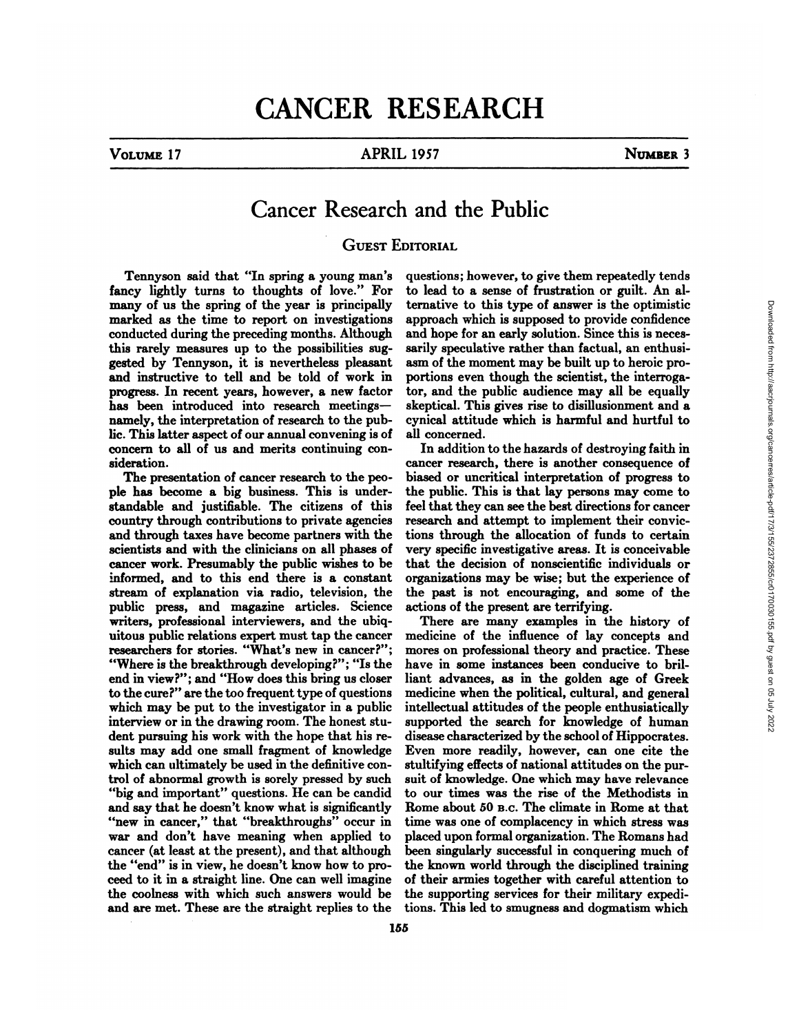# Cancer Research and the Public

## Guest Editorial

Tennyson said that "In spring a young man's fancy lightly turns to thoughts of love." For many of us the spring of the year is principally marked as the time to report on investigations conducted during the preceding months. Although this rarely measures up to the possibilities suggested by Tennyson, it is nevertheless pleasant and instructive to tell and be told of work in progress. In recent years, however, a new factor has been introduced into research meetings—namely, the interpretation of research to the public. This latter aspect of our annual convening is of concern to all of us and merits continuing consideration.

The presentation of cancer research to the people has become a big business. This is understandable and justifiable. The citizens of this country through contributions to private agencies and through taxes have become partners with the scientists and with the clinicians on all phases of cancer work. Presumably the public wishes to be informed, and to this end there is a constant stream of explanation via radio, television, the public press, and magazine articles. Science writers, professional interviewers, and the ubiquitous public relations expert must tap the cancer researchers for stories. "What's new in cancer?"; "Where is the breakthrough developing?"; "Is the end in view?"; and "How does this bring us closer to the cure?" are the too frequent type of questions which may be put to the investigator in a public interview or in the drawing room. The honest student pursuing his work with the hope that his results may add one small fragment of knowledge which can ultimately be used in the definitive control of abnormal growth is sorely pressed by such "big and important" questions. He can be candid and say that he doesn't know what is significantly "new in cancer," that "breakthroughs" occur in war and don't have meaning when applied to cancer (at least at the present), and that although the "end" is in view, he doesn't know how to proceed to it in a straight line. One can well imagine the coolness with which such answers would be and are met. These are the straight replies to the questions; however, to give them repeatedly tends to lead to a sense of frustration or guilt. An alternative to this type of answer is the optimistic approach which is supposed to provide confidence and hope for an early solution. Since this is necessarily speculative rather than factual, an enthusiasm of the moment may be built up to heroic proportions even though the scientist, the interrogator, and the public audience may all be equally skeptical. This gives rise to disillusionment and a cynical attitude which is harmful and hurtful to all concerned.

In addition to the hazards of destroying faith in cancer research, there is another consequence of biased or uncritical interpretation of progress to the public. This is that lay persons may come to feel that they can see the best directions for cancer research and attempt to implement their convictions through the allocation of funds to certain very specific investigative areas. It is conceivable that the decision of nonscientific individuals or organizations may be wise; but the experience of the past is not encouraging, and some of the actions of the present are terrifying.

There are many examples in the history of medicine of the influence of lay concepts and mores on professional theory and practice. These have in some instances been conducive to brilliant advances, as in the golden age of Greek medicine when the political, cultural, and general intellectual attitudes of the people enthusiastically supported the search for knowledge of human disease characterized by the school of Hippocrates. Even more readily, however, can one cite the stultifying effects of national attitudes on the pursuit of knowledge. One which may have relevance to our times was the rise of the Methodists in Rome about 50 B.C. The climate in Rome at that time was one of complacency in which stress was placed upon formal organization. The Romans had been singularly successful in conquering much of the known world through the disciplined training of their armies together with careful attention to the supporting services for their military expeditions. This led to smugness and dogmatism which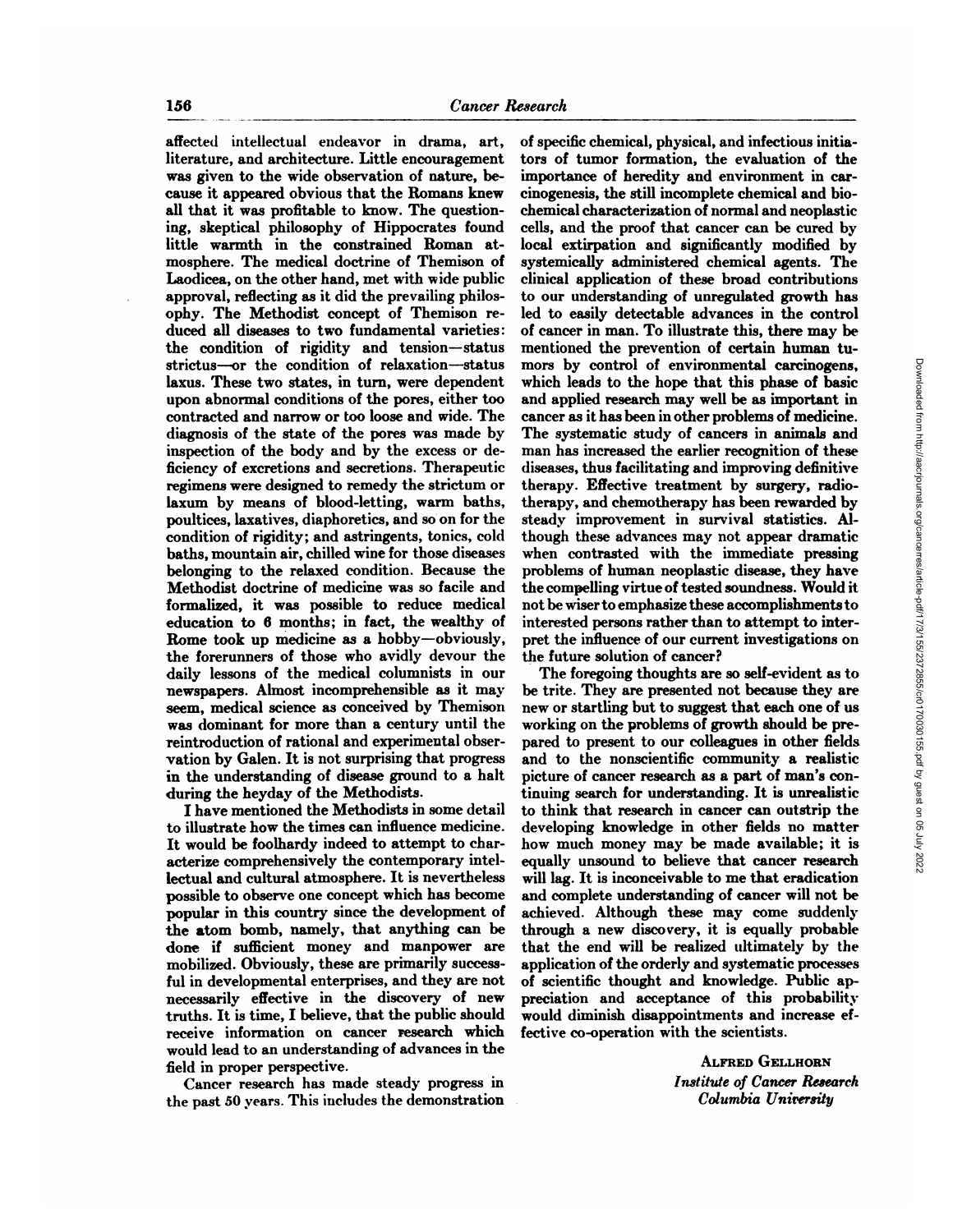affected intellectual endeavor in drama, art, literature, and architecture. Little encouragement was given to the wide observation of nature, because it appeared obvious that the Romans knew all that it was profitable to know. The questioning, skeptical philosophy of Hippocrates found little warmth in the constrained Roman atmosphere. The medical doctrine of Themison of Laodicea, on the other hand, met with wide public approval, reflecting as it did the prevailing philosophy. The Methodist concept of Themison reduced all diseases to two fundamental varieties: the condition of rigidity and tension—status strictus—or the condition of relaxation—status laxus. These two states, in turn, were dependent upon abnormal conditions of the pores, either too contracted and narrow or too loose and wide. The diagnosis of the state of the pores was made by inspection of the body and by the excess or deficiency of excretions and secretions. Therapeutic regimens were designed to remedy the strictum or laxum by means of blood-letting, warm baths, poultices, laxatives, diaphoretics, and so on for the condition of rigidity; and astringents, tonics, cold baths, mountain air, chilled wine for those diseases belonging to the relaxed condition. Because the Methodist doctrine of medicine was so facile and formalized, it was possible to reduce medical education to 6 months; in fact, the wealthy of Rome took up medicine as a hobby—obviously, the forerunners of those who avidly devour the daily lessons of the medical columnists in our newspapers. Almost incomprehensible as it may seem, medical science as conceived by Themison was dominant for more than a century until the reintroduction of rational and experimental observation by Galen. It is not surprising that progress in the understanding of disease ground to a halt during the heyday of the Methodists.

I have mentioned the Methodists in some detail to illustrate how the times can influence medicine. It would be foolhardy indeed to attempt to characterize comprehensively the contemporary intellectual and cultural atmosphere. It is nevertheless possible to observe one concept which has become popular in this country since the development of the atom bomb, namely, that anything can be done if sufficient money and manpower are mobilized. Obviously, these are primarily successful in developmental enterprises, and they are not necessarily effective in the discovery of new truths. It is time, I believe, that the public should receive information on cancer research which would lead to an understanding of advances in the field in proper perspective.

Cancer research has made steady progress in the past 50 years. This includes the demonstration of specific chemical, physical, and infectious initiators of tumor formation, the evaluation of the importance of heredity and environment in carcinogenesis, the still incomplete chemical and biochemical characterization of normal and neoplastic cells, and the proof that cancer can be cured by local extirpation and significantly modified by systemically administered chemical agents. The clinical application of these broad contributions to our understanding of unregulated growth has led to easily detectable advances in the control of cancer in man. To illustrate this, there may be mentioned the prevention of certain human tumors by control of environmental carcinogens, which leads to the hope that this phase of basic and applied research may well be as important in cancer as it has been in other problems of medicine. The systematic study of cancers in animals and man has increased the earlier recognition of these diseases, thus facilitating and improving definitive therapy. Effective treatment by surgery, radiotherapy, and chemotherapy has been rewarded by steady improvement in survival statistics. Although these advances may not appear dramatic when contrasted with the immediate pressing problems of human neoplastic disease, they have the compelling virtue of tested soundness. Would it not be wiser to emphasize these accomplishments to interested persons rather than to attempt to interpret the influence of our current investigations on the future solution of cancer?

The foregoing thoughts are so self-evident as to be trite. They are presented not because they are new or startling but to suggest that each one of us working on the problems of growth should be prepared to present to our colleagues in other fields and to the nonscientific community a realistic picture of cancer research as a part of man's continuing search for understanding. It is unrealistic to think that research in cancer can outstrip the developing knowledge in other fields no matter how much money may be made available; it is equally unsound to believe that cancer research will lag. It is inconceivable to me that eradication and complete understanding of cancer will not be achieved. Although these may come suddenly through a new discovery, it is equally probable that the end will be realized ultimately by the application of the orderly and systematic processes of scientific thought and knowledge. Public appreciation and acceptance of this probability would diminish disappointments and increase effective co-operation with the scientists.

ALFRED GELLHORN
*Institute of Cancer Research*
*Columbia University*